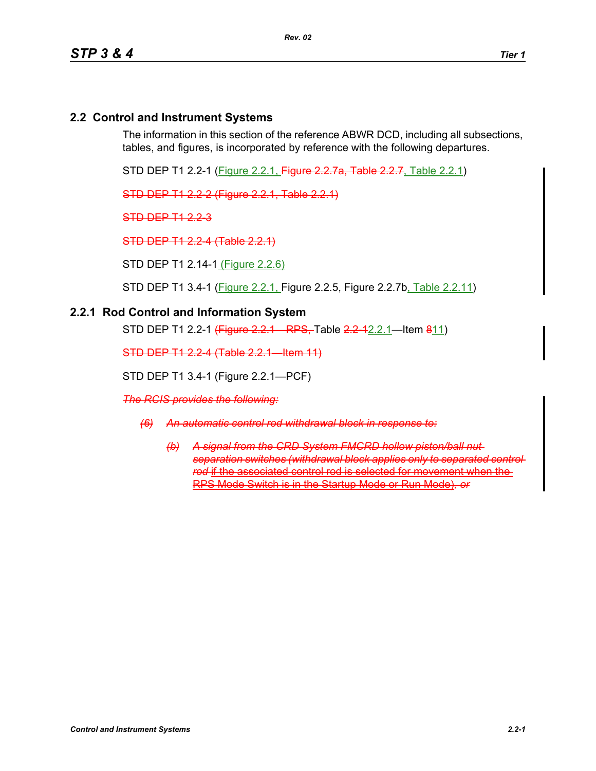## 2.2 Control and Instrument Systems

The information in this section of the reference ABWR DCD, including all subsections, tables, and figures, is incorporated by reference with the following departures.

STD DEP T1 2.2-1 (Figure 2.2.1, ~~Figure 2.2.7a, Table 2.2.7~~, Table 2.2.1)

~~STD DEP T1 2.2-2 (Figure 2.2.1, Table 2.2.1)~~

~~STD DEP T1 2.2-3~~

~~STD DEP T1 2.2-4 (Table 2.2.1)~~

STD DEP T1 2.14-1 (Figure 2.2.6)

STD DEP T1 3.4-1 (Figure 2.2.1, Figure 2.2.5, Figure 2.2.7b, Table 2.2.11)

### 2.2.1 Rod Control and Information System

STD DEP T1 2.2-1 ~~(Figure 2.2.1—RPS,~~ Table ~~2.2-1~~2.2.1—Item ~~8~~11)

~~STD DEP T1 2.2-4 (Table 2.2.1—Item 11)~~

STD DEP T1 3.4-1 (Figure 2.2.1—PCF)

~~*The RCIS provides the following:*~~

~~*(6) An automatic control rod withdrawal block in response to:*~~

~~*(b) A signal from the CRD System FMCRD hollow piston/ball nut separation switches (withdrawal block applies only to separated control rod* if the associated control rod is selected for movement when the RPS Mode Switch is in the Startup Mode or Run Mode)*, or*~~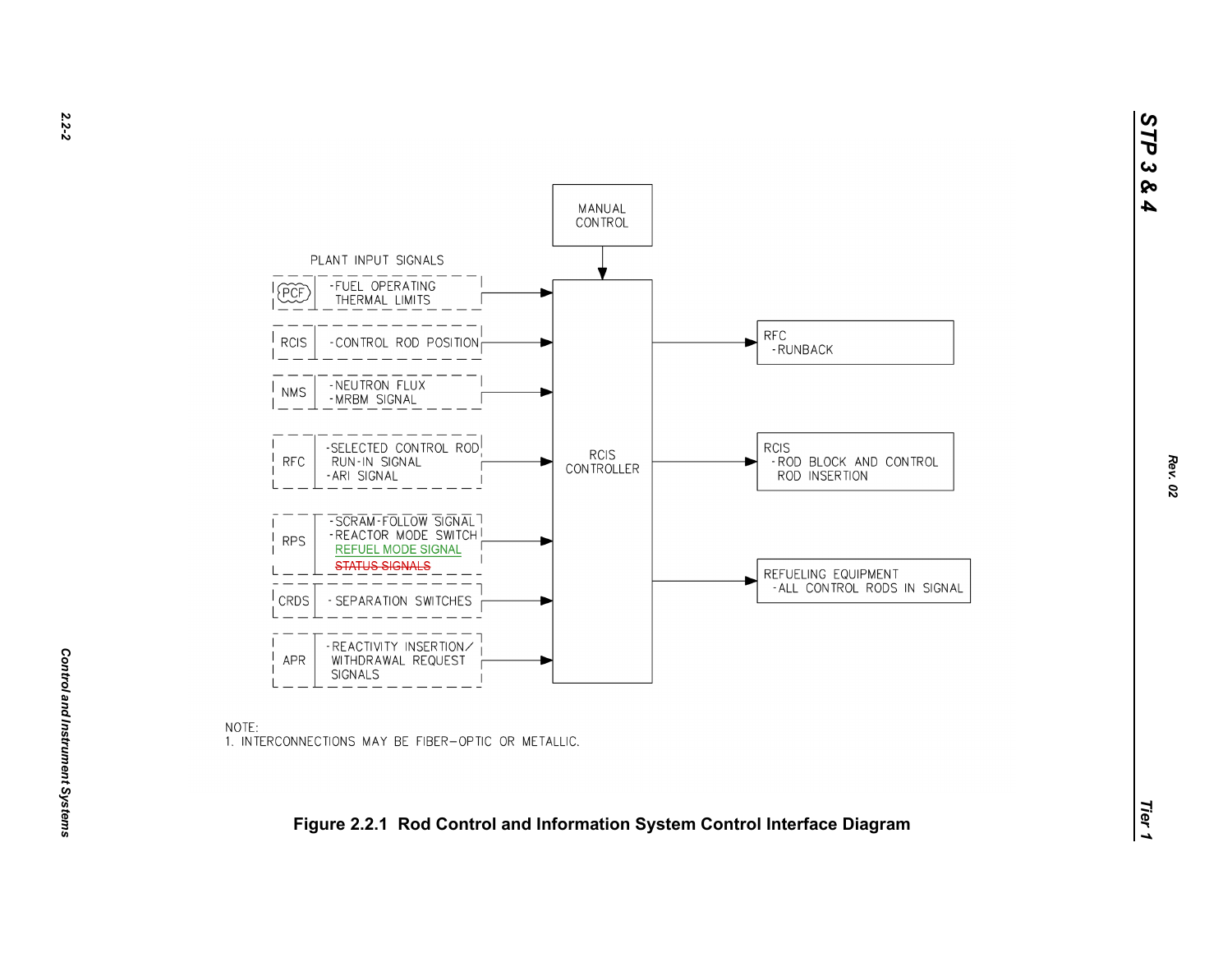MANUAL CONTROL

PLANT INPUT SIGNALS

| Source | Signal |
| --- | --- |
| PCF | -FUEL OPERATING THERMAL LIMITS |
| RCIS | -CONTROL ROD POSITION |
| NMS | -NEUTRON FLUX<br>-MRBM SIGNAL |
| RFC | -SELECTED CONTROL ROD RUN-IN SIGNAL<br>-ARI SIGNAL |
| RPS | -SCRAM-FOLLOW SIGNAL<br>-REACTOR MODE SWITCH<br>REFUEL MODE SIGNAL<br>~~STATUS SIGNALS~~ |
| CRDS | -SEPARATION SWITCHES |
| APR | -REACTIVITY INSERTION/ WITHDRAWAL REQUEST SIGNALS |

RCIS CONTROLLER

| Destination | Signal |
| --- | --- |
| RFC | -RUNBACK |
| RCIS | -ROD BLOCK AND CONTROL ROD INSERTION |
| REFUELING EQUIPMENT | -ALL CONTROL RODS IN SIGNAL |

NOTE:
1. INTERCONNECTIONS MAY BE FIBER-OPTIC OR METALLIC.

**Figure 2.2.1 Rod Control and Information System Control Interface Diagram**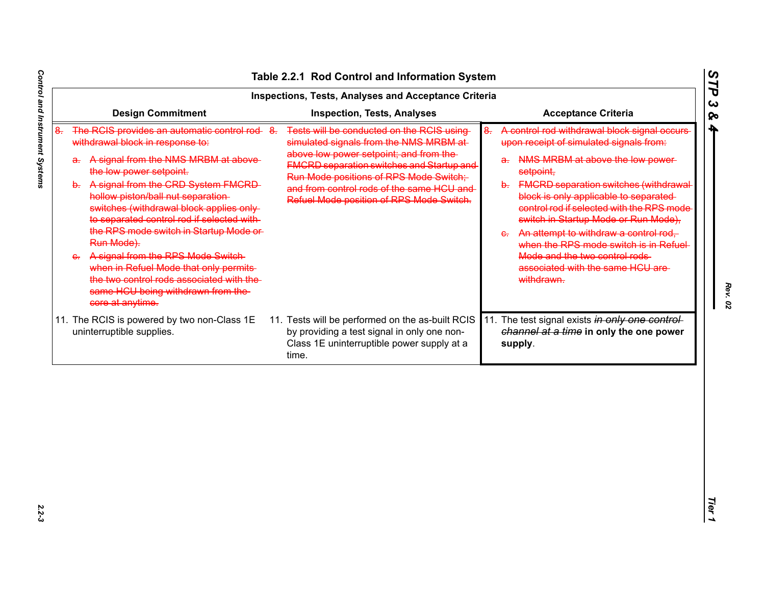## Table 2.2.1 Rod Control and Information System

| Inspections, Tests, Analyses and Acceptance Criteria | | |
|---|---|---|
| **Design Commitment** | **Inspection, Tests, Analyses** | **Acceptance Criteria** |
| ~~8. The RCIS provides an automatic control rod withdrawal block in response to:~~ ~~a. A signal from the NMS MRBM at above the low power setpoint.~~ ~~b. A signal from the CRD System FMCRD hollow piston/ball nut separation switches (withdrawal block applies only to separated control rod if selected with the RPS mode switch in Startup Mode or Run Mode).~~ ~~c. A signal from the RPS Mode Switch when in Refuel Mode that only permits the two control rods associated with the same HCU being withdrawn from the core at anytime.~~ | ~~8. Tests will be conducted on the RCIS using simulated signals from the NMS MRBM at above low power setpoint; and from the FMCRD separation switches and Startup and Run Mode positions of RPS Mode Switch; and from control rods of the same HCU and Refuel Mode position of RPS Mode Switch.~~ | ~~8. A control rod withdrawal block signal occurs upon receipt of simulated signals from:~~ ~~a. NMS MRBM at above the low power setpoint,~~ ~~b. FMCRD separation switches (withdrawal block is only applicable to separated control rod if selected with the RPS mode switch in Startup Mode or Run Mode),~~ ~~c. An attempt to withdraw a control rod, when the RPS mode switch is in Refuel Mode and the two control rods associated with the same HCU are withdrawn.~~ |
| 11. The RCIS is powered by two non-Class 1E uninterruptible supplies. | 11. Tests will be performed on the as-built RCIS by providing a test signal in only one non-Class 1E uninterruptible power supply at a time. | 11. The test signal exists ~~*in only one control channel at a time*~~ **in only the one power supply**. |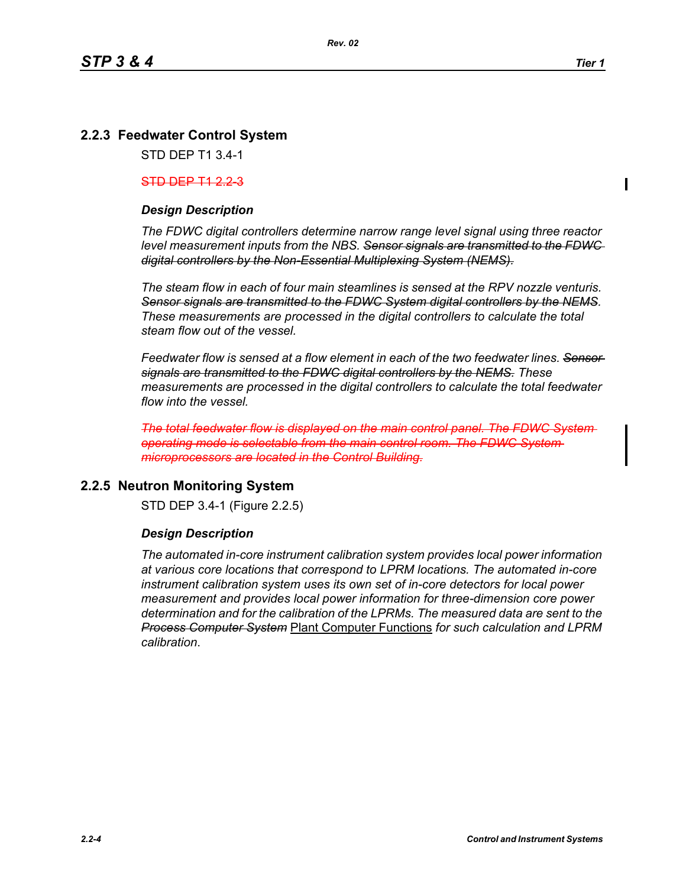## 2.2.3 Feedwater Control System

STD DEP T1 3.4-1

~~STD DEP T1 2.2-3~~

### *Design Description*

*The FDWC digital controllers determine narrow range level signal using three reactor level measurement inputs from the NBS. ~~Sensor signals are transmitted to the FDWC digital controllers by the Non-Essential Multiplexing System (NEMS).~~*

*The steam flow in each of four main steamlines is sensed at the RPV nozzle venturis. ~~Sensor signals are transmitted to the FDWC System digital controllers by the NEMS.~~ These measurements are processed in the digital controllers to calculate the total steam flow out of the vessel.*

*Feedwater flow is sensed at a flow element in each of the two feedwater lines. ~~Sensor signals are transmitted to the FDWC digital controllers by the NEMS.~~ These measurements are processed in the digital controllers to calculate the total feedwater flow into the vessel.*

*~~The total feedwater flow is displayed on the main control panel. The FDWC System operating mode is selectable from the main control room. The FDWC System microprocessors are located in the Control Building.~~*

## 2.2.5 Neutron Monitoring System

STD DEP 3.4-1 (Figure 2.2.5)

### *Design Description*

*The automated in-core instrument calibration system provides local power information at various core locations that correspond to LPRM locations. The automated in-core instrument calibration system uses its own set of in-core detectors for local power measurement and provides local power information for three-dimension core power determination and for the calibration of the LPRMs. The measured data are sent to the ~~Process Computer System~~* <u>Plant Computer Functions</u> *for such calculation and LPRM calibration.*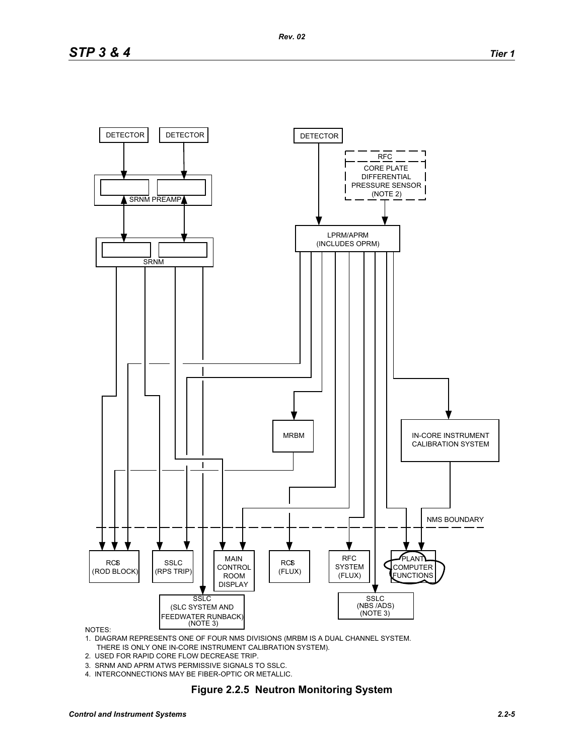DETECTOR DETECTOR DETECTOR

RFC
CORE PLATE DIFFERENTIAL PRESSURE SENSOR (NOTE 2)

SRNM PREAMP

SRNM

LPRM/APRM (INCLUDES OPRM)

MRBM

IN-CORE INSTRUMENT CALIBRATION SYSTEM

NMS BOUNDARY

RCIS (ROD BLOCK)

SSLC (RPS TRIP)

MAIN CONTROL ROOM DISPLAY

RCIS (FLUX)

RFC SYSTEM (FLUX)

PLANT COMPUTER FUNCTIONS

SSLC (SLC SYSTEM AND FEEDWATER RUNBACK) (NOTE 3)

SSLC (NBS /ADS) (NOTE 3)

NOTES:

1. DIAGRAM REPRESENTS ONE OF FOUR NMS DIVISIONS (MRBM IS A DUAL CHANNEL SYSTEM. THERE IS ONLY ONE IN-CORE INSTRUMENT CALIBRATION SYSTEM).
2. USED FOR RAPID CORE FLOW DECREASE TRIP.
3. SRNM AND APRM ATWS PERMISSIVE SIGNALS TO SSLC.
4. INTERCONNECTIONS MAY BE FIBER-OPTIC OR METALLIC.

**Figure 2.2.5 Neutron Monitoring System**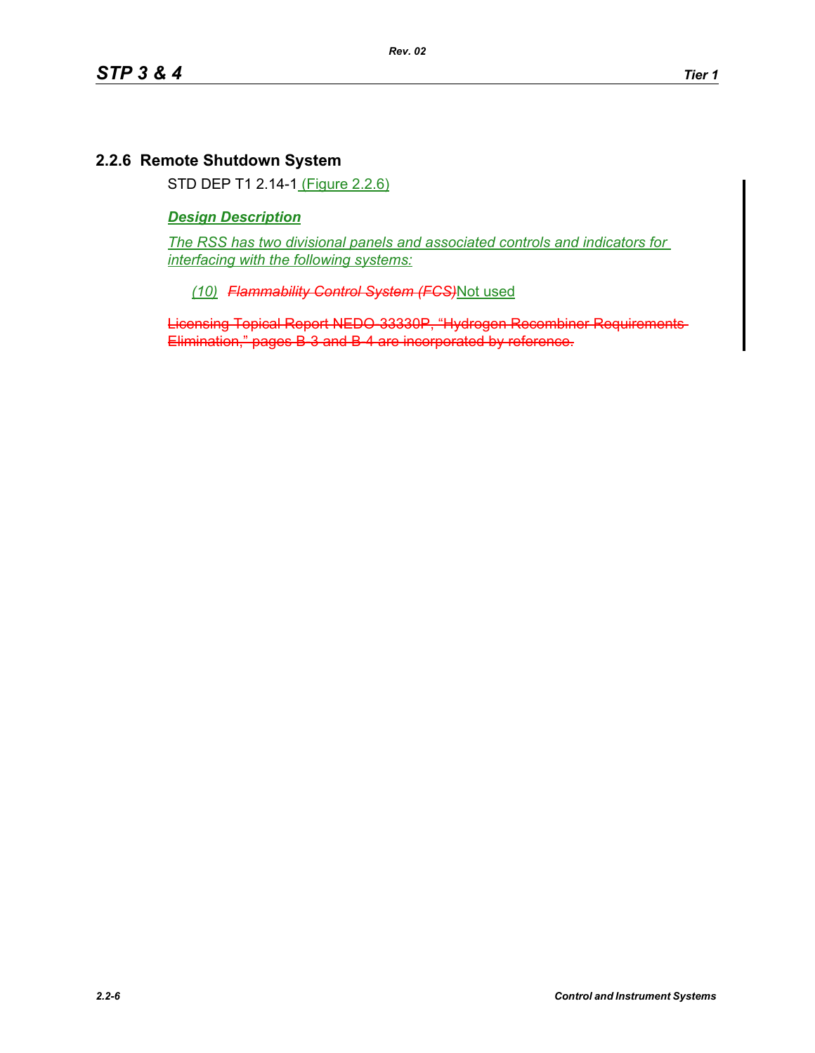## 2.2.6 Remote Shutdown System

STD DEP T1 2.14-1 (Figure 2.2.6)

***Design Description***

*The RSS has two divisional panels and associated controls and indicators for interfacing with the following systems:*

*(10)* ~~*Flammability Control System (FCS)*~~Not used

~~Licensing Topical Report NEDO-33330P, "Hydrogen Recombiner Requirements Elimination," pages B-3 and B-4 are incorporated by reference.~~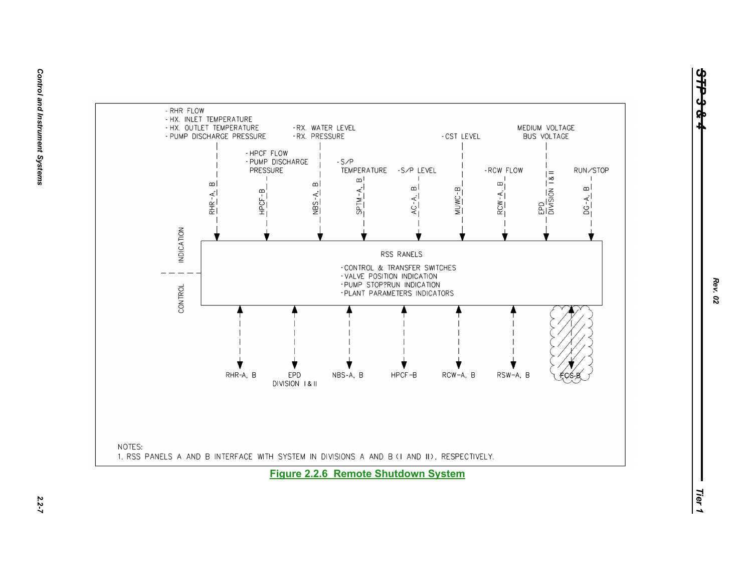- RHR FLOW
- HX. INLET TEMPERATURE
- HX. OUTLET TEMPERATURE
- PUMP DISCHARGE PRESSURE

- RX. WATER LEVEL
- RX. PRESSURE

- CST LEVEL

MEDIUM VOLTAGE BUS VOLTAGE

- HPCF FLOW
- PUMP DISCHARGE PRESSURE

- S/P TEMPERATURE

- S/P LEVEL

- RCW FLOW

RUN/STOP

RHR-A, B | HPCF-B | NBS-A, B | SPTM-A, B | AC-A, B | MUWC-B | RCW-A, B | EPD DIVISION I & II | DG-A, B

INDICATION

CONTROL

RSS RANELS

- CONTROL & TRANSFER SWITCHES
- VALVE POSITION INDICATION
- PUMP STOP?RUN INDICATION
- PLANT PARAMETERS INDICATORS

RHR-A, B | EPD DIVISION I & II | NBS-A, B | HPCF-B | RCW-A, B | RSW-A, B | FCS-B

NOTES:
1. RSS PANELS A AND B INTERFACE WITH SYSTEM IN DIVISIONS A AND B (I AND II), RESPECTIVELY.

**Figure 2.2.6 Remote Shutdown System**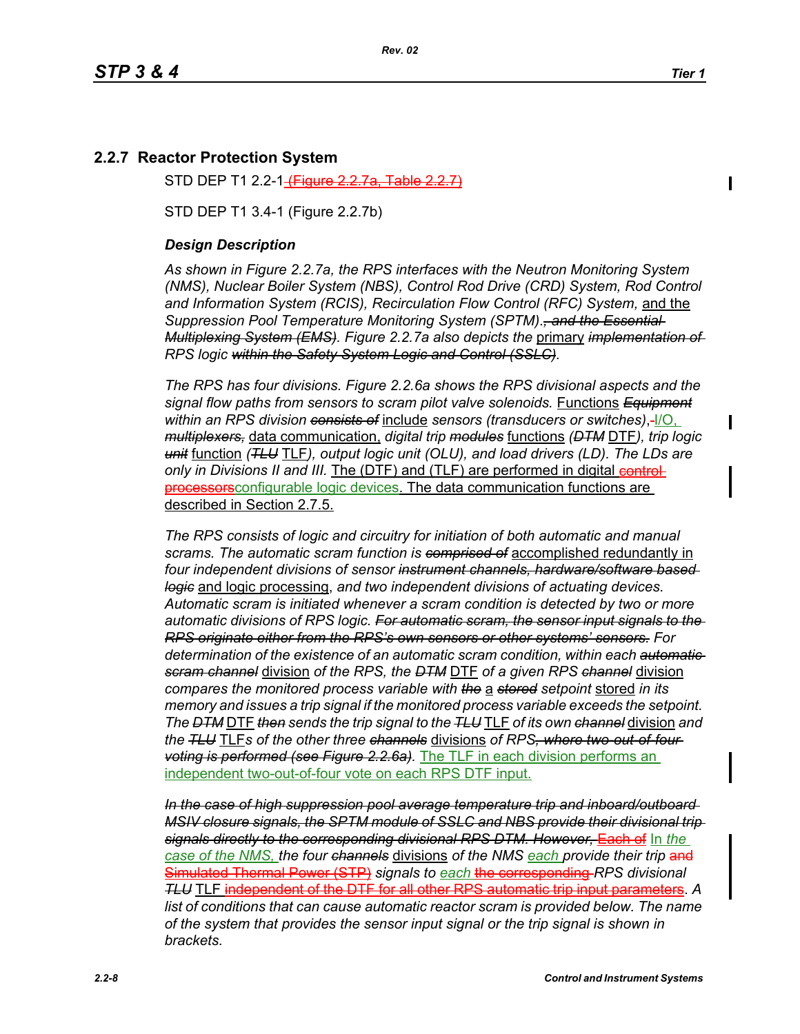## 2.2.7 Reactor Protection System

STD DEP T1 2.2-1~~ (Figure 2.2.7a, Table 2.2.7)~~

STD DEP T1 3.4-1 (Figure 2.2.7b)

***Design Description***

*As shown in Figure 2.2.7a, the RPS interfaces with the Neutron Monitoring System (NMS), Nuclear Boiler System (NBS), Control Rod Drive (CRD) System, Rod Control and Information System (RCIS), Recirculation Flow Control (RFC) System,* and the *Suppression Pool Temperature Monitoring System (SPTM).~~, and the Essential Multiplexing System (EMS)~~. Figure 2.2.7a also depicts the* primary *~~implementation of~~ RPS logic ~~within the Safety System Logic and Control (SSLC)~~.*

*The RPS has four divisions. Figure 2.2.6a shows the RPS divisional aspects and the signal flow paths from sensors to scram pilot valve solenoids.* Functions *~~Equipment~~ within an RPS division ~~consists of~~* include *sensors (transducers or switches),*~~-~~I/O, *~~multiplexers,~~* data communication, *digital trip ~~modules~~* functions *(~~DTM~~* DTF*), trip logic ~~unit~~* function *(~~TLU~~* TLF*), output logic unit (OLU), and load drivers (LD). The LDs are only in Divisions II and III.* The (DTF) and (TLF) are performed in digital ~~control processors~~configurable logic devices. The data communication functions are described in Section 2.7.5.

*The RPS consists of logic and circuitry for initiation of both automatic and manual scrams. The automatic scram function is ~~comprised of~~* accomplished redundantly in *four independent divisions of sensor ~~instrument channels, hardware/software based logic~~* and logic processing*, and two independent divisions of actuating devices. Automatic scram is initiated whenever a scram condition is detected by two or more automatic divisions of RPS logic. ~~For automatic scram, the sensor input signals to the RPS originate either from the RPS's own sensors or other systems' sensors.~~ For determination of the existence of an automatic scram condition, within each ~~automatic scram channel~~* division *of the RPS, the ~~DTM~~* DTF *of a given RPS ~~channel~~* division *compares the monitored process variable with ~~the~~* a *~~stored~~ setpoint* stored *in its memory and issues a trip signal if the monitored process variable exceeds the setpoint. The ~~DTM~~* DTF *~~then~~ sends the trip signal to the ~~TLU~~* TLF *of its own ~~channel~~* division *and the ~~TLU~~* TLF*s of the other three ~~channels~~* divisions *of RPS~~, where two-out-of-four voting is performed (see Figure 2.2.6a)~~.* The TLF in each division performs an independent two-out-of-four vote on each RPS DTF input.

*~~In the case of high suppression pool average temperature trip and inboard/outboard MSIV closure signals, the SPTM module of SSLC and NBS provide their divisional trip signals directly to the corresponding divisional RPS DTM. However,~~* ~~Each of~~ In *the case of the NMS,* *the four ~~channels~~* divisions *of the NMS* *each* *provide their trip* ~~and Simulated Thermal Power (STP)~~ *signals to* *each* ~~the corresponding~~ *RPS divisional ~~TLU~~* TLF ~~independent of the DTF for all other RPS automatic trip input parameters~~*. A list of conditions that can cause automatic reactor scram is provided below. The name of the system that provides the sensor input signal or the trip signal is shown in brackets.*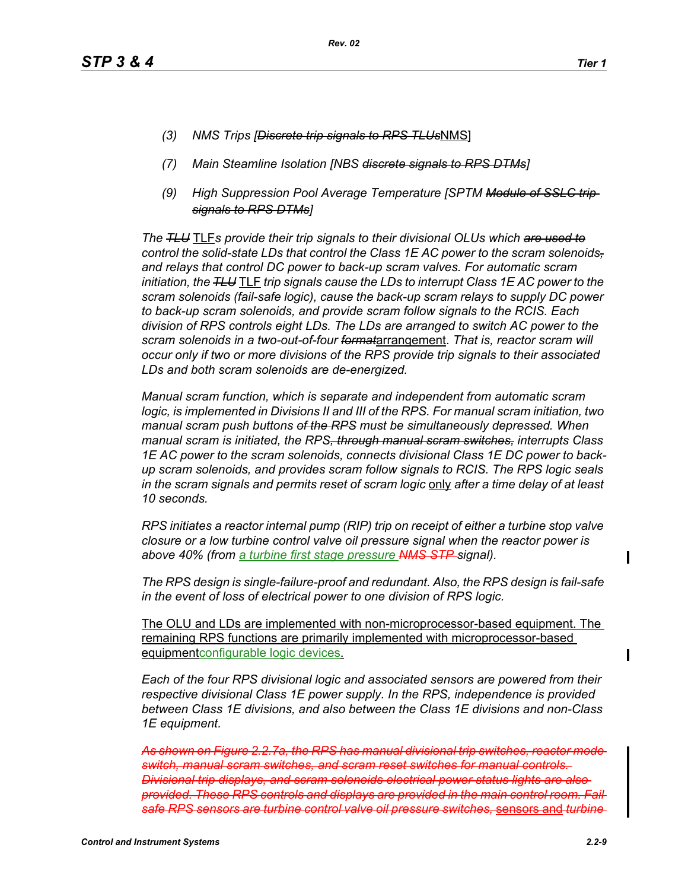(3) NMS Trips [~~Discrete trip signals to RPS TLUs~~NMS]

(7) Main Steamline Isolation [NBS ~~discrete signals to RPS DTMs~~]

(9) High Suppression Pool Average Temperature [SPTM ~~Module of SSLC trip signals to RPS DTMs~~]

*The ~~TLU~~ TLFs provide their trip signals to their divisional OLUs which ~~are used to~~ control the solid-state LDs that control the Class 1E AC power to the scram solenoids~~,~~ and relays that control DC power to back-up scram valves. For automatic scram initiation, the ~~TLU~~ TLF trip signals cause the LDs to interrupt Class 1E AC power to the scram solenoids (fail-safe logic), cause the back-up scram relays to supply DC power to back-up scram solenoids, and provide scram follow signals to the RCIS. Each division of RPS controls eight LDs. The LDs are arranged to switch AC power to the scram solenoids in a two-out-of-four ~~format~~arrangement. That is, reactor scram will occur only if two or more divisions of the RPS provide trip signals to their associated LDs and both scram solenoids are de-energized.*

*Manual scram function, which is separate and independent from automatic scram logic, is implemented in Divisions II and III of the RPS. For manual scram initiation, two manual scram push buttons ~~of the RPS~~ must be simultaneously depressed. When manual scram is initiated, the RPS~~, through manual scram switches,~~ interrupts Class 1E AC power to the scram solenoids, connects divisional Class 1E DC power to back-up scram solenoids, and provides scram follow signals to RCIS. The RPS logic seals in the scram signals and permits reset of scram logic only after a time delay of at least 10 seconds.*

*RPS initiates a reactor internal pump (RIP) trip on receipt of either a turbine stop valve closure or a low turbine control valve oil pressure signal when the reactor power is above 40% (from a turbine first stage pressure ~~NMS STP~~ signal).*

*The RPS design is single-failure-proof and redundant. Also, the RPS design is fail-safe in the event of loss of electrical power to one division of RPS logic.*

The OLU and LDs are implemented with non-microprocessor-based equipment. The remaining RPS functions are primarily implemented with ~~microprocessor-based equipment~~configurable logic devices.

*Each of the four RPS divisional logic and associated sensors are powered from their respective divisional Class 1E power supply. In the RPS, independence is provided between Class 1E divisions, and also between the Class 1E divisions and non-Class 1E equipment.*

~~*As shown on Figure 2.2.7a, the RPS has manual divisional trip switches, reactor mode switch, manual scram switches, and scram reset switches for manual controls. Divisional trip displays, and scram solenoids electrical power status lights are also provided. These RPS controls and displays are provided in the main control room. Fail safe RPS sensors are turbine control valve oil pressure switches,*~~ sensors and ~~*turbine*~~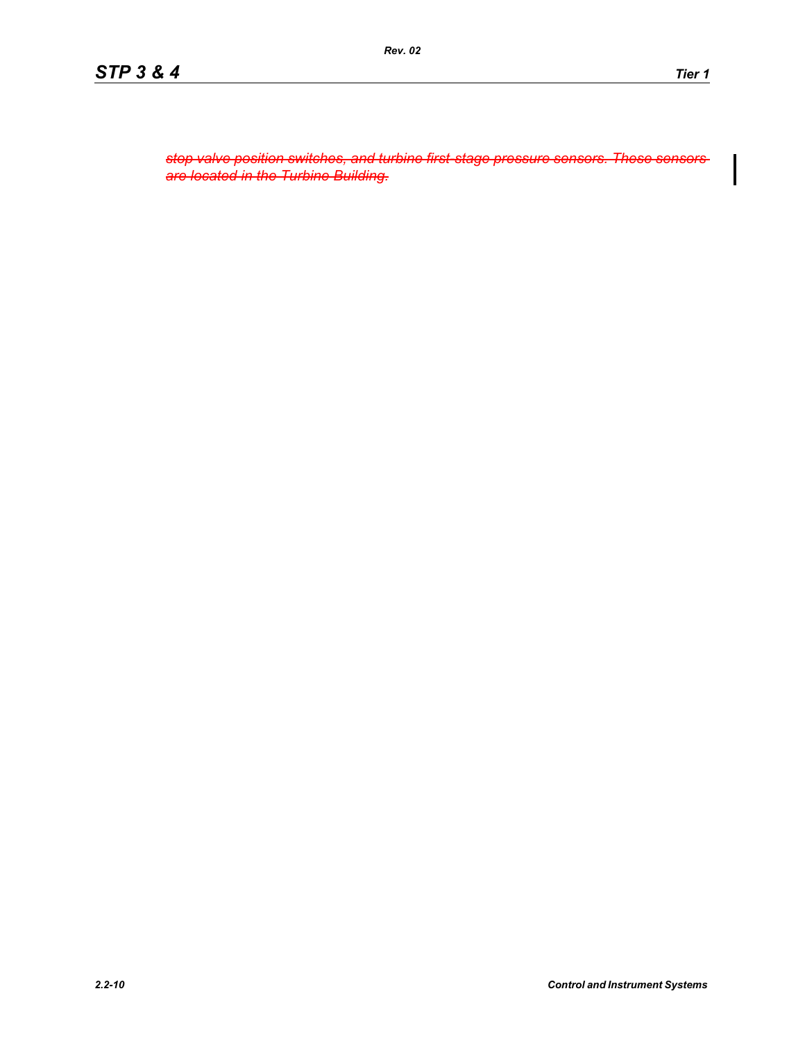~~*stop valve position switches, and turbine first-stage pressure sensors. These sensors are located in the Turbine Building.*~~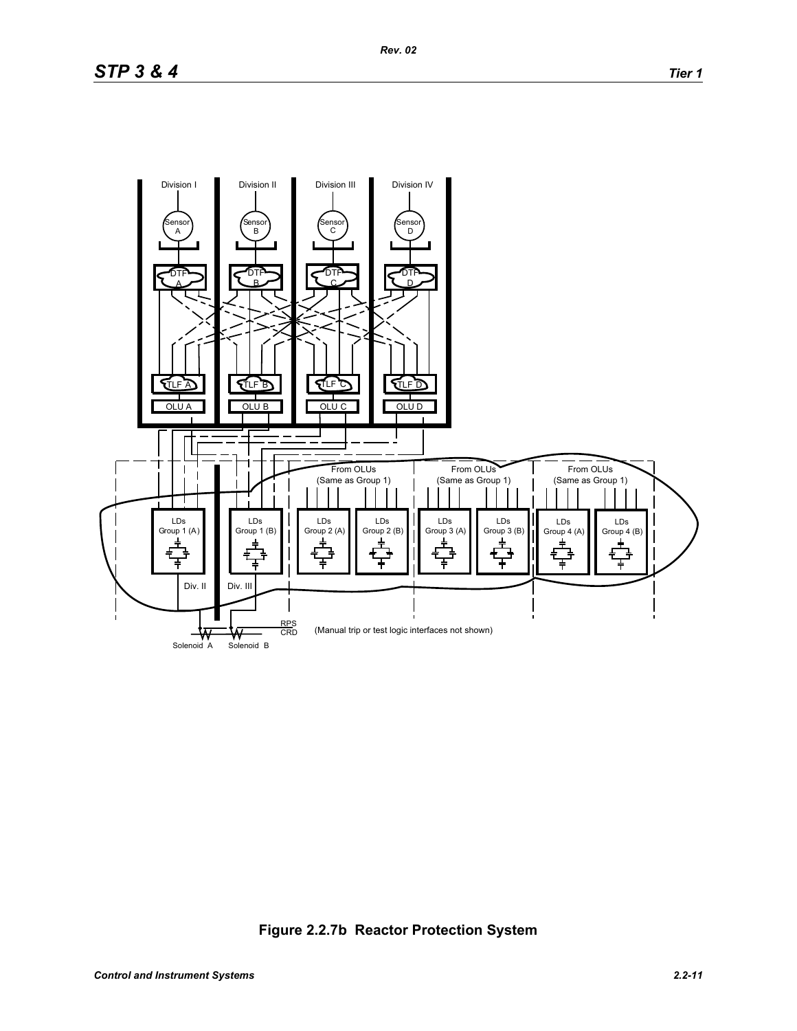Division I
Division II
Division III
Division IV

Sensor A
Sensor B
Sensor C
Sensor D

DTF A
DTF B
DTF C
DTF D

TLF A
TLF B
TLF C
TLF D

OLU A
OLU B
OLU C
OLU D

From OLUs (Same as Group 1)
From OLUs (Same as Group 1)
From OLUs (Same as Group 1)

LDs Group 1 (A)
LDs Group 1 (B)
LDs Group 2 (A)
LDs Group 2 (B)
LDs Group 3 (A)
LDs Group 3 (B)
LDs Group 4 (A)
LDs Group 4 (B)

Div. II
Div. III

RPS
CRD

(Manual trip or test logic interfaces not shown)

Solenoid A
Solenoid B

**Figure 2.2.7b Reactor Protection System**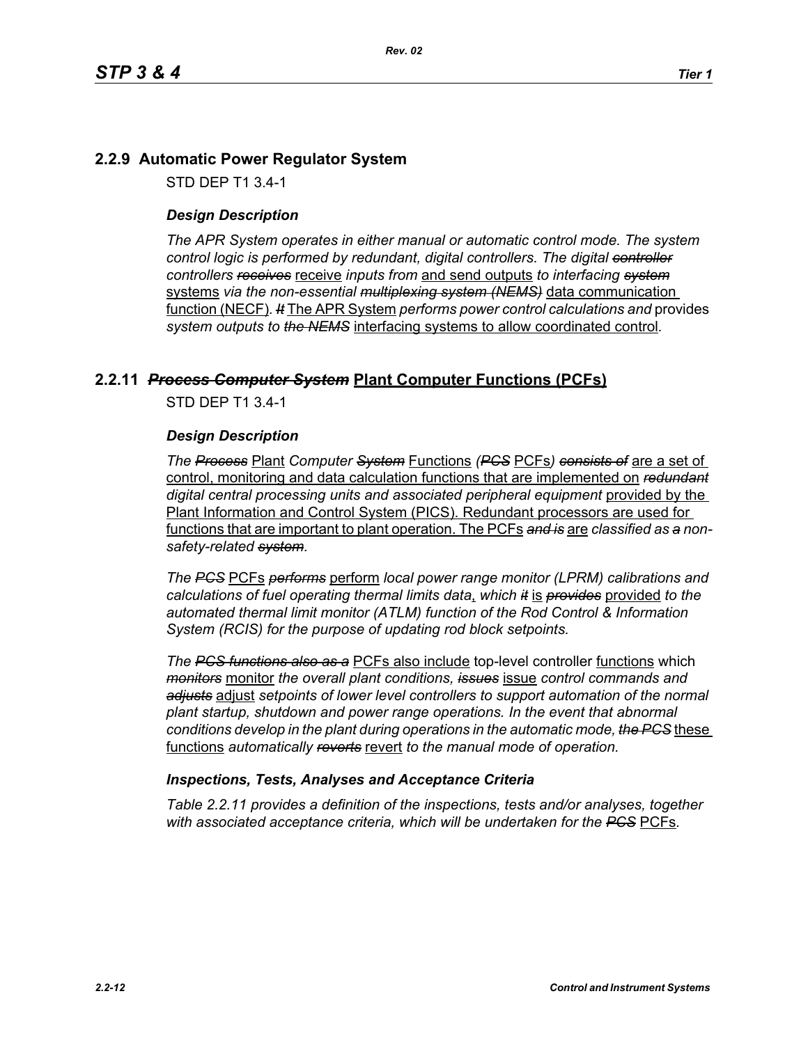## 2.2.9 Automatic Power Regulator System

STD DEP T1 3.4-1

### *Design Description*

*The APR System operates in either manual or automatic control mode. The system control logic is performed by redundant, digital controllers. The digital ~~controller~~ controllers ~~receives~~* <u>receive</u> *inputs from* <u>and send outputs</u> *to interfacing ~~system~~* <u>systems</u> *via the non-essential ~~multiplexing system (NEMS)~~* <u>data communication function (NECF)</u>*. ~~It~~* <u>The APR System</u> *performs power control calculations and* provides *system outputs to ~~the NEMS~~* <u>interfacing systems to allow coordinated control</u>*.*

## 2.2.11 ~~*Process Computer System*~~ <u>**Plant Computer Functions (PCFs)**</u>

STD DEP T1 3.4-1

### *Design Description*

*The ~~Process~~* <u>Plant</u> *Computer ~~System~~* <u>Functions</u> *(~~PCS~~* <u>PCFs</u>*) ~~consists of~~* <u>are a set of control, monitoring and data calculation functions that are implemented on</u> *~~redundant~~ digital central processing units and associated peripheral equipment* <u>provided by the Plant Information and Control System (PICS). Redundant processors are used for functions that are important to plant operation. The PCFs</u> *~~and is~~* <u>are</u> *classified as ~~a~~ non-safety-related ~~system~~.*

*The ~~PCS~~* <u>PCFs</u> *~~performs~~* <u>perform</u> *local power range monitor (LPRM) calibrations and calculations of fuel operating thermal limits data*<u>,</u> *which ~~it~~* <u>is</u> *~~provides~~* <u>provided</u> *to the automated thermal limit monitor (ATLM) function of the Rod Control & Information System (RCIS) for the purpose of updating rod block setpoints.*

*The ~~PCS functions also as a~~* <u>PCFs also include</u> top-level controller <u>functions</u> which *~~monitors~~* <u>monitor</u> *the overall plant conditions, ~~issues~~* <u>issue</u> *control commands and ~~adjusts~~* <u>adjust</u> *setpoints of lower level controllers to support automation of the normal plant startup, shutdown and power range operations. In the event that abnormal conditions develop in the plant during operations in the automatic mode, ~~the PCS~~* <u>these functions</u> *automatically ~~reverts~~* <u>revert</u> *to the manual mode of operation.*

### *Inspections, Tests, Analyses and Acceptance Criteria*

*Table 2.2.11 provides a definition of the inspections, tests and/or analyses, together with associated acceptance criteria, which will be undertaken for the ~~PCS~~* <u>PCFs</u>*.*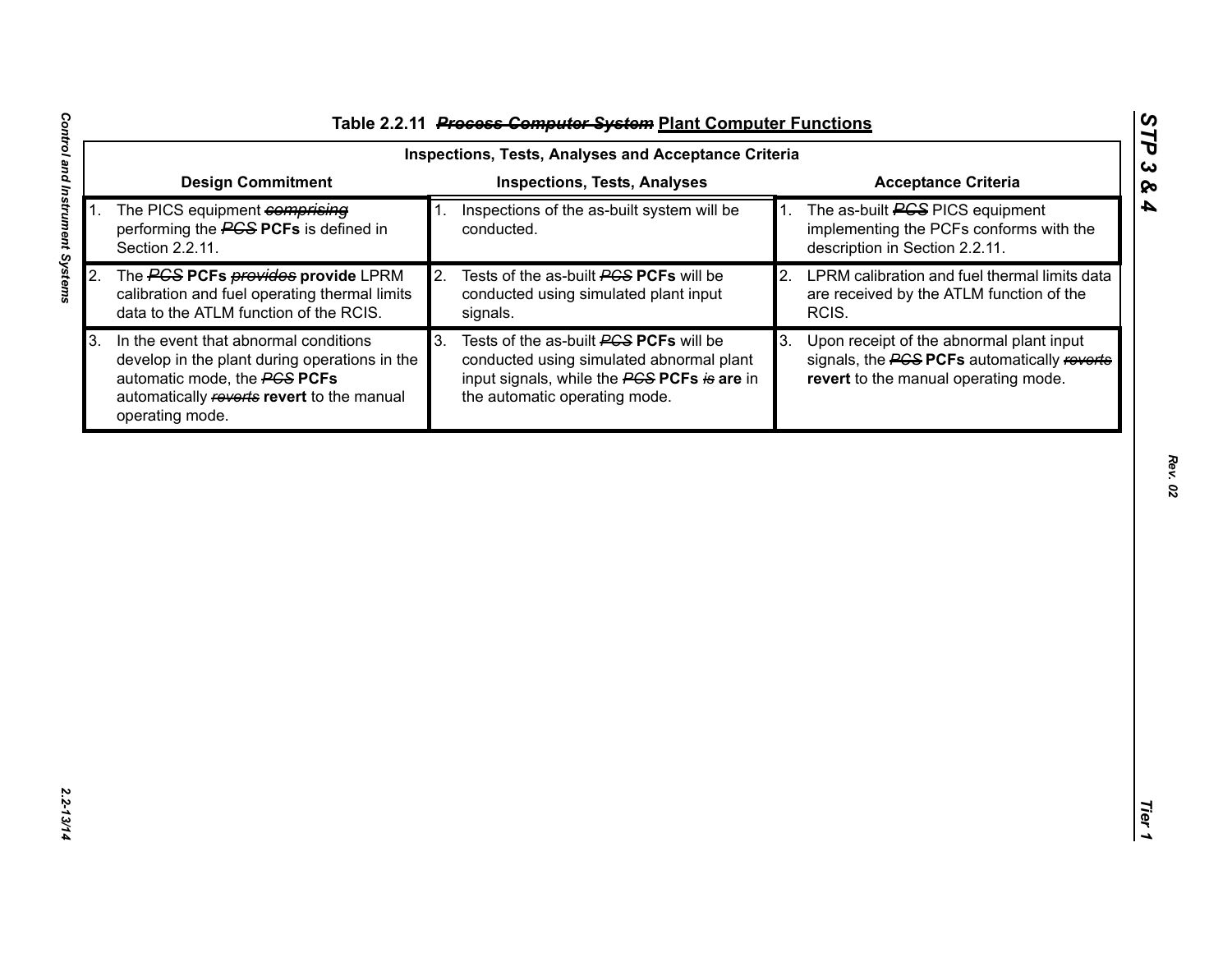## Table 2.2.11 ~~*Process Computer System*~~ Plant Computer Functions

| Inspections, Tests, Analyses and Acceptance Criteria | | |
|---|---|---|
| **Design Commitment** | **Inspections, Tests, Analyses** | **Acceptance Criteria** |
| 1. The PICS equipment ~~*comprising*~~ performing the ~~*PCS*~~ **PCFs** is defined in Section 2.2.11. | 1. Inspections of the as-built system will be conducted. | 1. The as-built ~~*PCS*~~ PICS equipment implementing the PCFs conforms with the description in Section 2.2.11. |
| 2. The ~~*PCS*~~ **PCFs** ~~*provides*~~ **provide** LPRM calibration and fuel operating thermal limits data to the ATLM function of the RCIS. | 2. Tests of the as-built ~~*PCS*~~ **PCFs** will be conducted using simulated plant input signals. | 2. LPRM calibration and fuel thermal limits data are received by the ATLM function of the RCIS. |
| 3. In the event that abnormal conditions develop in the plant during operations in the automatic mode, the ~~*PCS*~~ **PCFs** automatically ~~*reverts*~~ **revert** to the manual operating mode. | 3. Tests of the as-built ~~*PCS*~~ **PCFs** will be conducted using simulated abnormal plant input signals, while the ~~*PCS*~~ **PCFs** ~~*is*~~ **are** in the automatic operating mode. | 3. Upon receipt of the abnormal plant input signals, the ~~*PCS*~~ **PCFs** automatically ~~*reverts*~~ **revert** to the manual operating mode. |